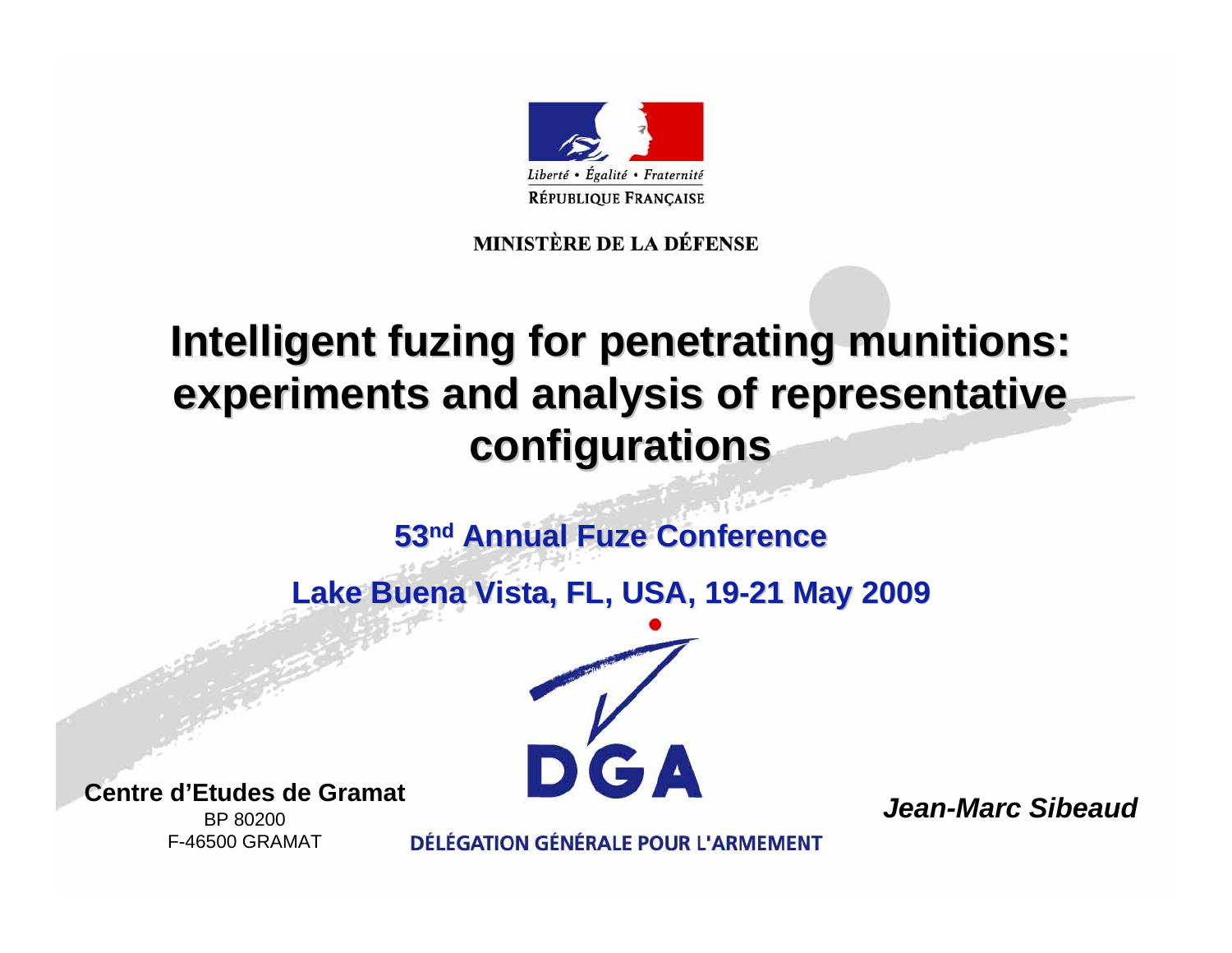Liberté • Égalité • Fraternité

RÉPUBLIQUE FRANÇAISE

MINISTÈRE DE LA DÉFENSE

# Intelligent fuzing for penetrating munitions: experiments and analysis of representative configurations

**53nd Annual Fuze Conference**

**Lake Buena Vista, FL, USA, 19-21 May 2009**

DGA

DÉLÉGATION GÉNÉRALE POUR L'ARMEMENT

**Centre d'Etudes de Gramat**

BP 80200

F-46500 GRAMAT

***Jean-Marc Sibeaud***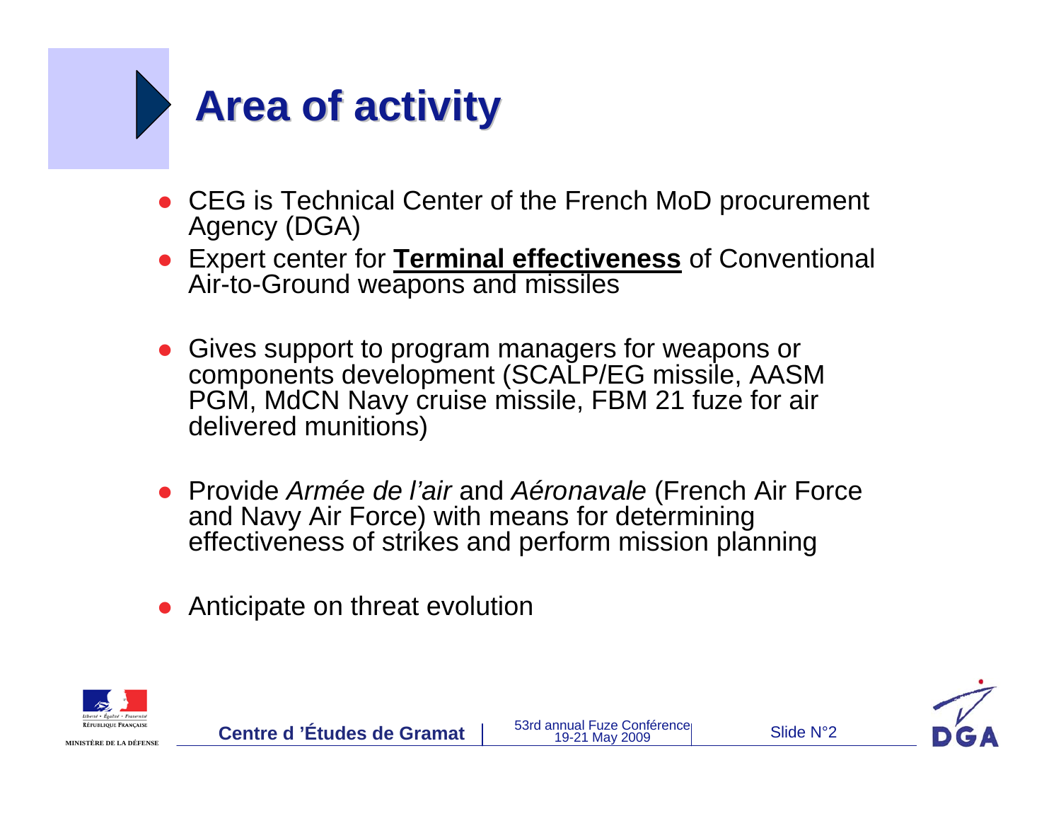# Area of activity

- CEG is Technical Center of the French MoD procurement Agency (DGA)
- Expert center for **Terminal effectiveness** of Conventional Air-to-Ground weapons and missiles
- Gives support to program managers for weapons or components development (SCALP/EG missile, AASM PGM, MdCN Navy cruise missile, FBM 21 fuze for air delivered munitions)
- Provide *Armée de l'air* and *Aéronavale* (French Air Force and Navy Air Force) with means for determining effectiveness of strikes and perform mission planning
- Anticipate on threat evolution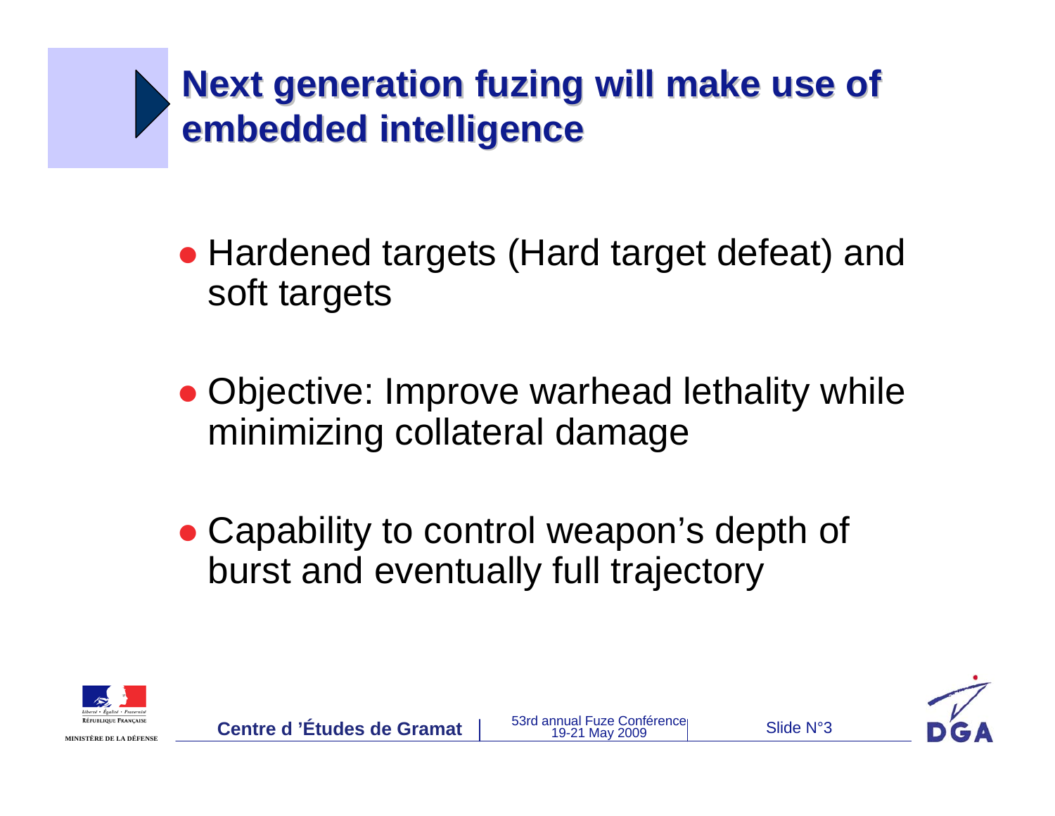# Next generation fuzing will make use of embedded intelligence

- Hardened targets (Hard target defeat) and soft targets
- Objective: Improve warhead lethality while minimizing collateral damage
- Capability to control weapon's depth of burst and eventually full trajectory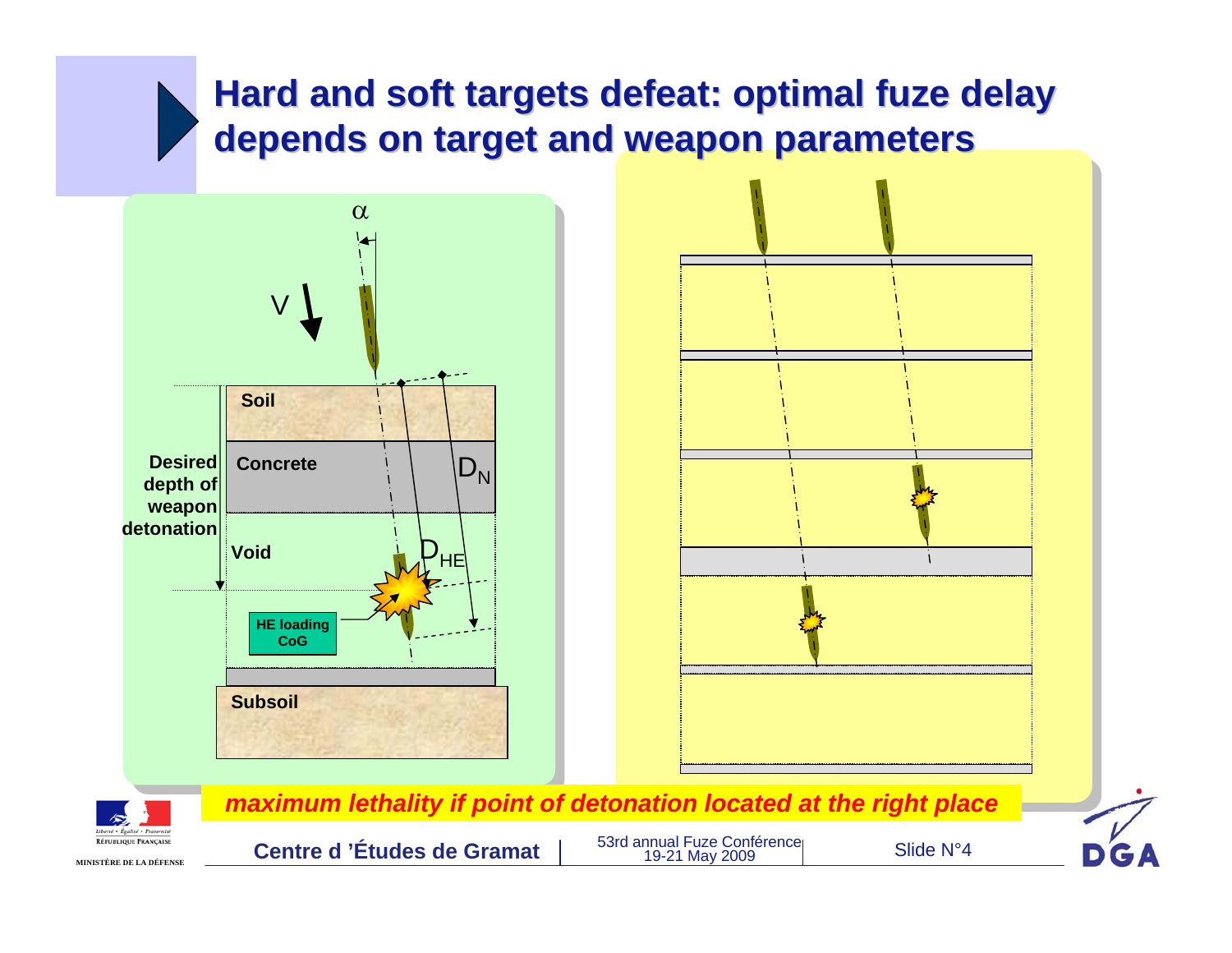# Hard and soft targets defeat: optimal fuze delay depends on target and weapon parameters

$\alpha$

V

Soil

Concrete

Void

Subsoil

Desired depth of weapon detonation

$D_N$

$D_{HE}$

HE loading CoG

*maximum lethality if point of detonation located at the right place*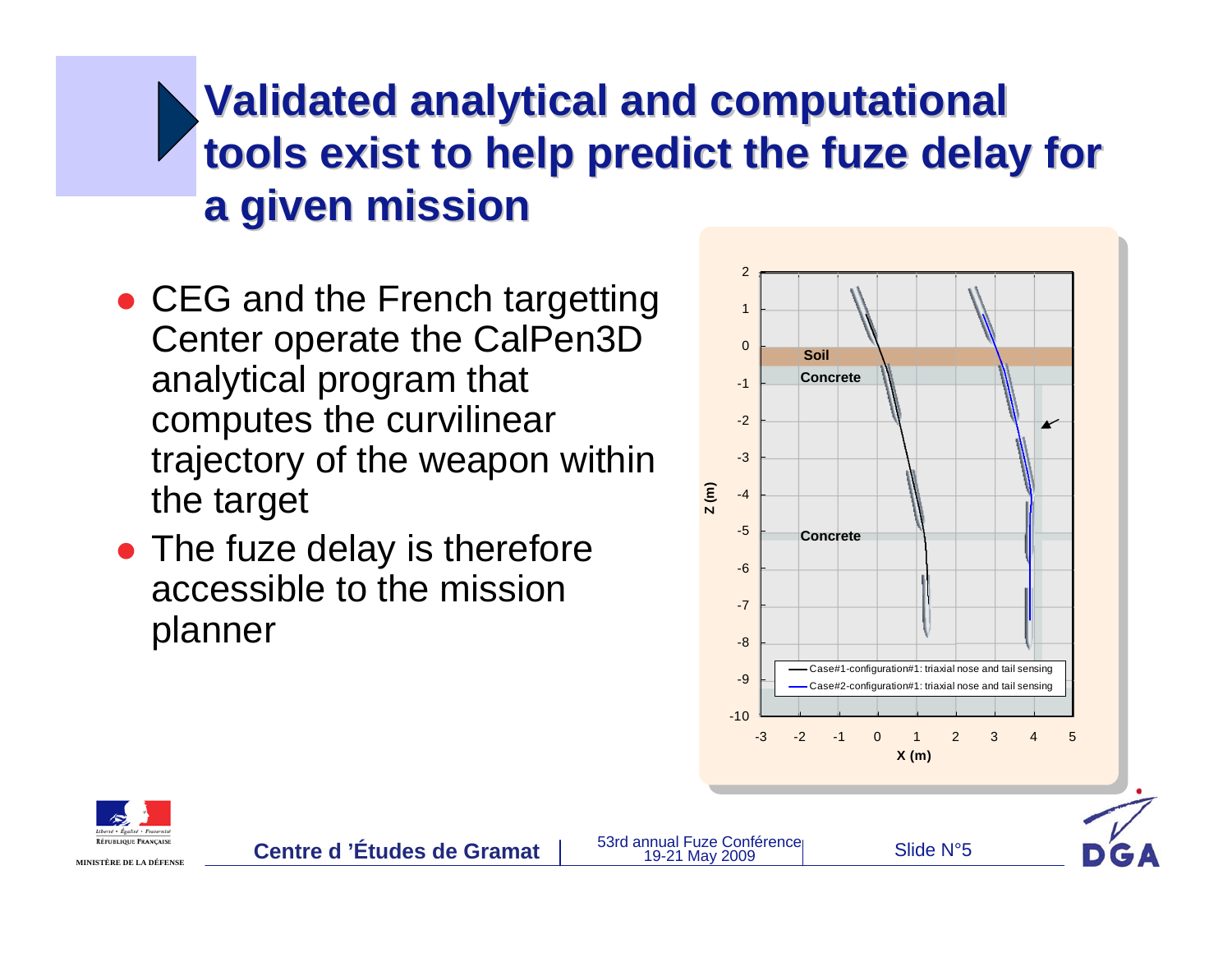# Validated analytical and computational tools exist to help predict the fuze delay for a given mission

- CEG and the French targetting Center operate the CalPen3D analytical program that computes the curvilinear trajectory of the weapon within the target
- The fuze delay is therefore accessible to the mission planner

Soil
Concrete
Concrete
Z (m)
X (m)
2
1
0
-1
-2
-3
-4
-5
-6
-7
-8
-9
-10
-3
-2
-1
0
1
2
3
4
5
Case#1-configuration#1: triaxial nose and tail sensing
Case#2-configuration#1: triaxial nose and tail sensing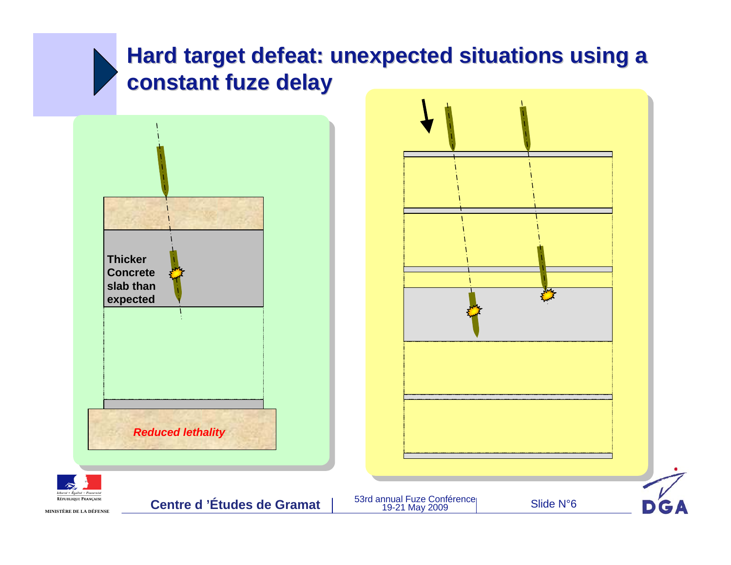# Hard target defeat: unexpected situations using a constant fuze delay

Thicker Concrete slab than expected

*Reduced lethality*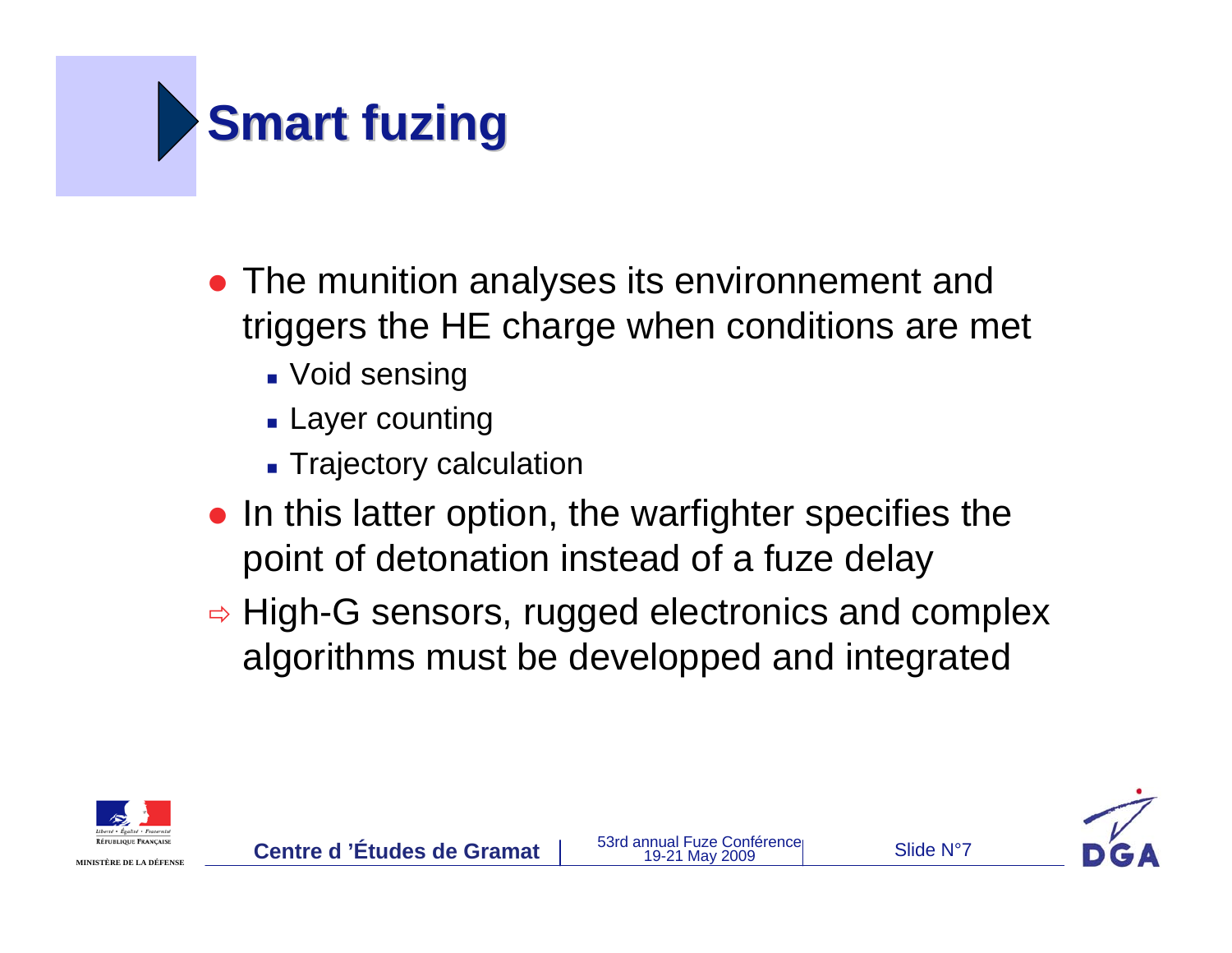# Smart fuzing

- The munition analyses its environnement and triggers the HE charge when conditions are met
  - Void sensing
  - Layer counting
  - Trajectory calculation
- In this latter option, the warfighter specifies the point of detonation instead of a fuze delay

⇨ High-G sensors, rugged electronics and complex algorithms must be developped and integrated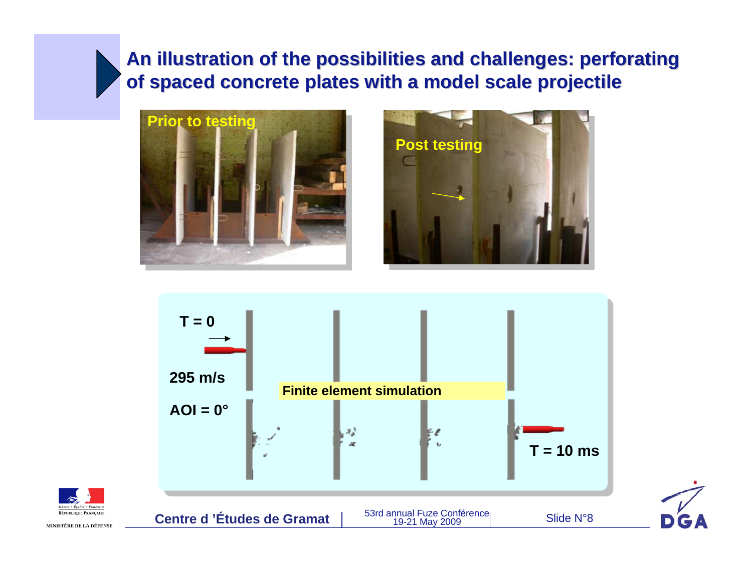# An illustration of the possibilities and challenges: perforating of spaced concrete plates with a model scale projectile

Prior to testing

Post testing

T = 0

295 m/s

AOI = 0°

Finite element simulation

T = 10 ms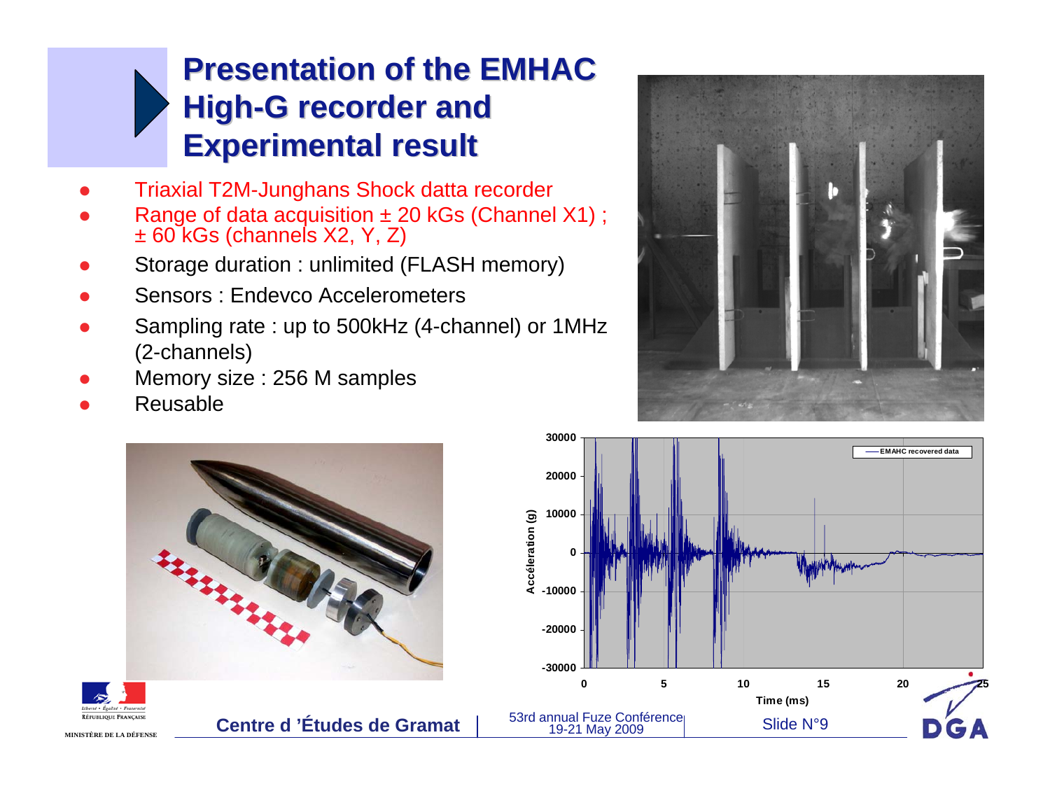# Presentation of the EMHAC High-G recorder and Experimental result

- Triaxial T2M-Junghans Shock datta recorder
- Range of data acquisition ± 20 kGs (Channel X1) ; ± 60 kGs (channels X2, Y, Z)
- Storage duration : unlimited (FLASH memory)
- Sensors : Endevco Accelerometers
- Sampling rate : up to 500kHz (4-channel) or 1MHz (2-channels)
- Memory size : 256 M samples
- Reusable

EMAHC recovered data

Accéleration (g)

30000
20000
10000
0
-10000
-20000
-30000

0
5
10
15
20
25

Time (ms)

Centre d 'Études de Gramat

53rd annual Fuze Conférence 19-21 May 2009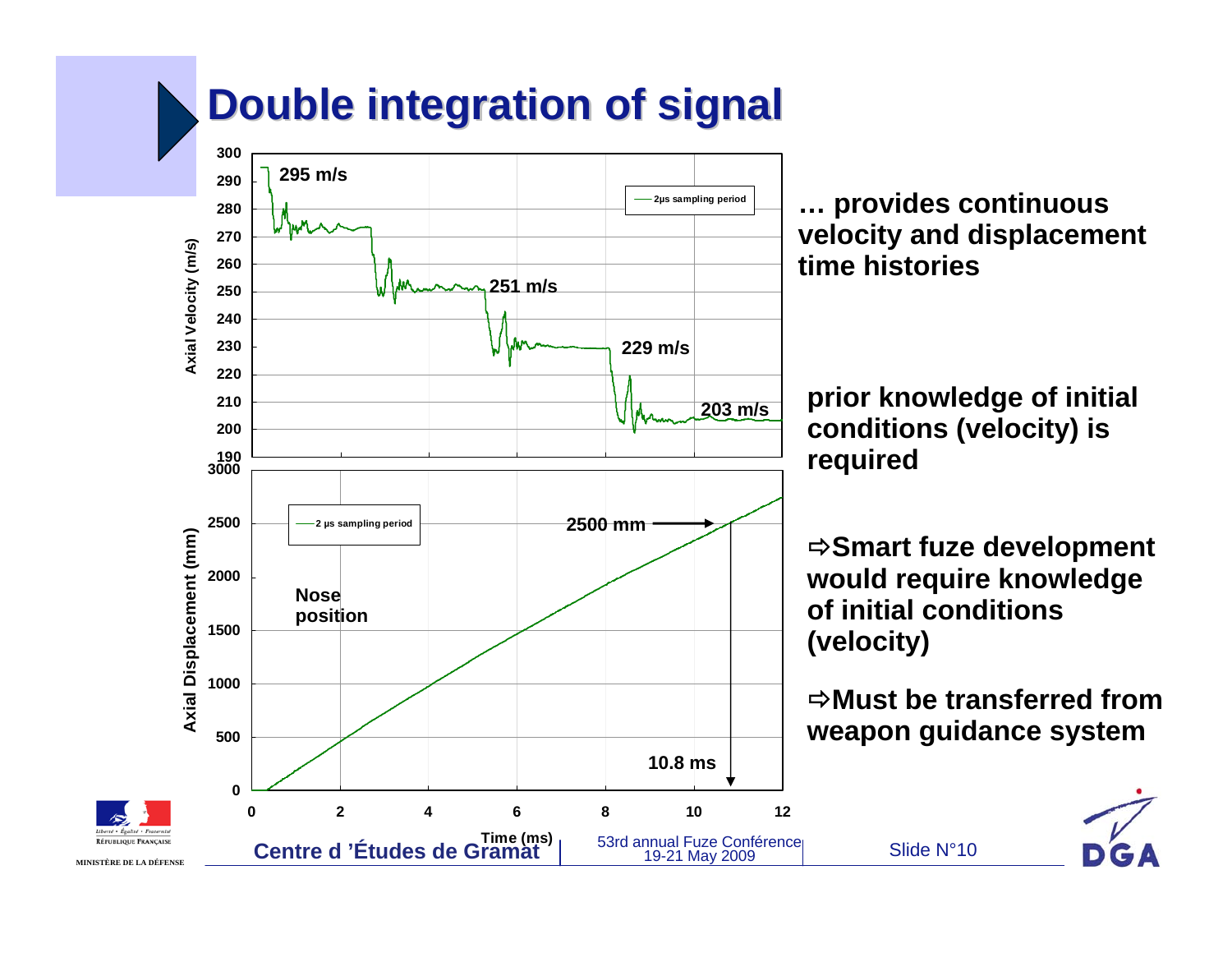# Double integration of signal

295 m/s

2µs sampling period

251 m/s

229 m/s

203 m/s

Axial Velocity (m/s)

300
290
280
270
260
250
240
230
220
210
200
190

2 µs sampling period

2500 mm

Nose position

10.8 ms

Axial Displacement (mm)

3000
2500
2000
1500
1000
500
0

0 2 4 6 8 10 12

Time (ms)

**… provides continuous velocity and displacement time histories**

**prior knowledge of initial conditions (velocity) is required**

**⇨Smart fuze development would require knowledge of initial conditions (velocity)**

**⇨Must be transferred from weapon guidance system**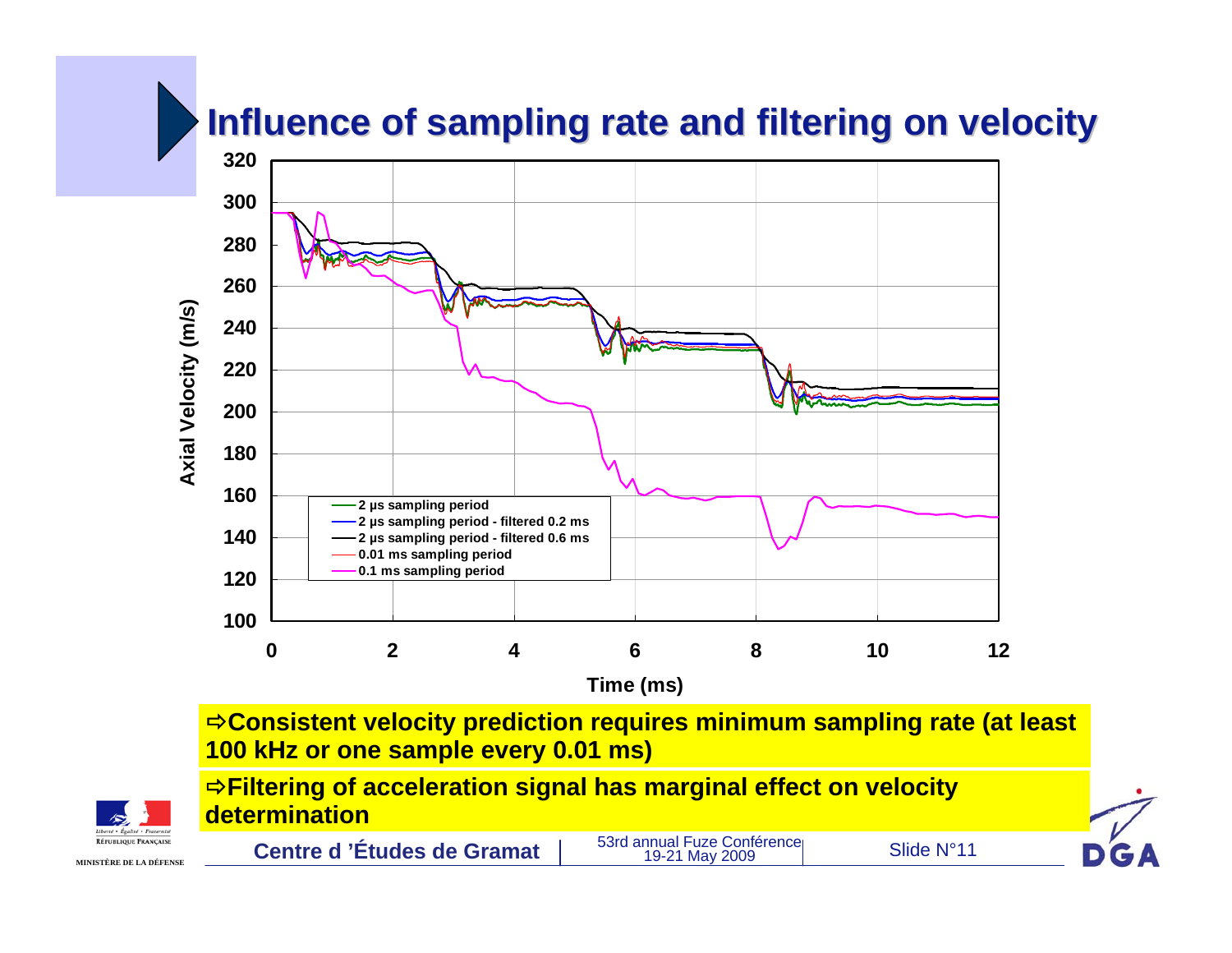# Influence of sampling rate and filtering on velocity

Axial Velocity (m/s)

320
300
280
260
240
220
200
180
160
140
120
100

0 2 4 6 8 10 12

Time (ms)

2 µs sampling period
2 µs sampling period - filtered 0.2 ms
2 µs sampling period - filtered 0.6 ms
0.01 ms sampling period
0.1 ms sampling period

**⇨Consistent velocity prediction requires minimum sampling rate (at least 100 kHz or one sample every 0.01 ms)**

**⇨Filtering of acceleration signal has marginal effect on velocity determination**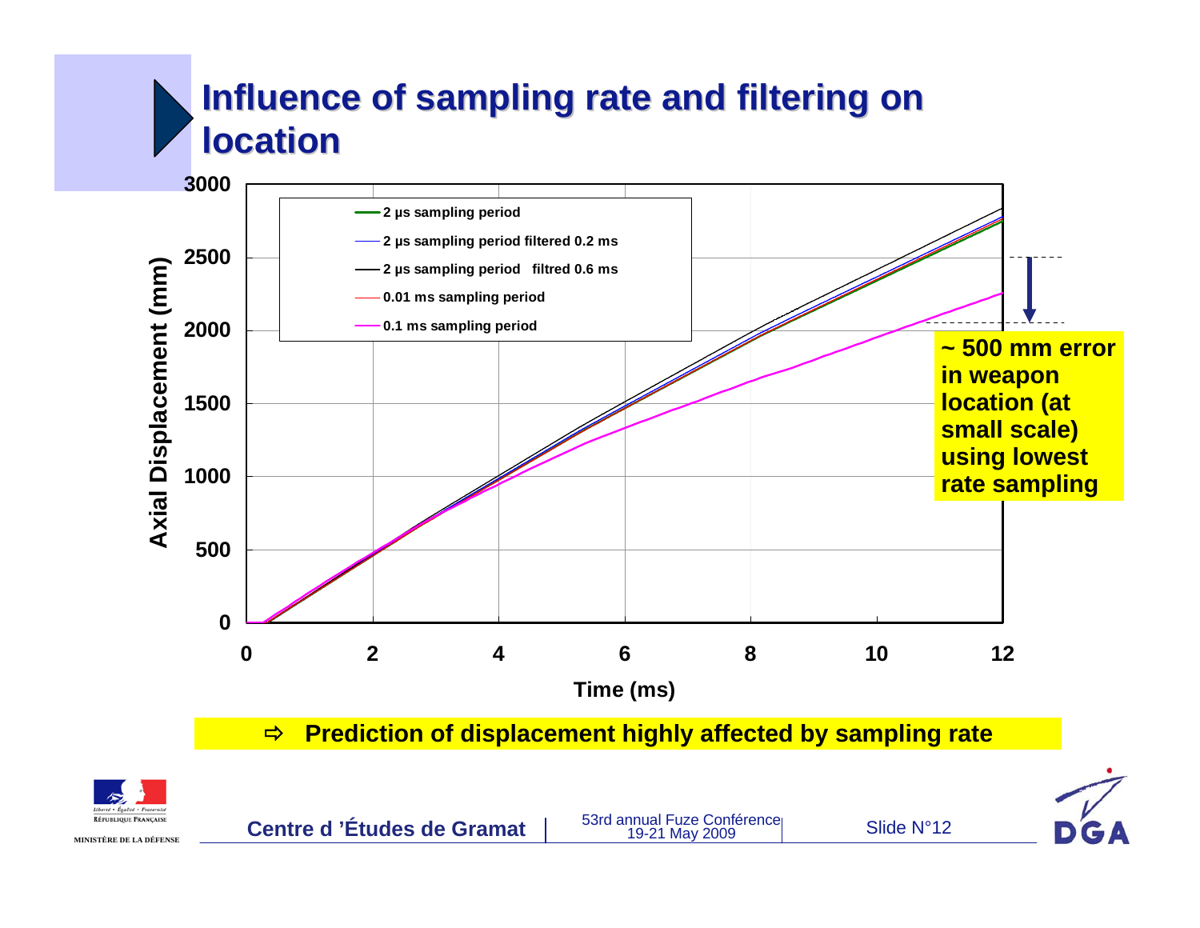# Influence of sampling rate and filtering on location

Axial Displacement (mm)

3000
2500
2000
1500
1000
500
0

0
2
4
6
8
10
12

Time (ms)

2 µs sampling period
2 µs sampling period filtered 0.2 ms
2 µs sampling period filtred 0.6 ms
0.01 ms sampling period
0.1 ms sampling period

**~ 500 mm error in weapon location (at small scale) using lowest rate sampling**

**⇨ Prediction of displacement highly affected by sampling rate**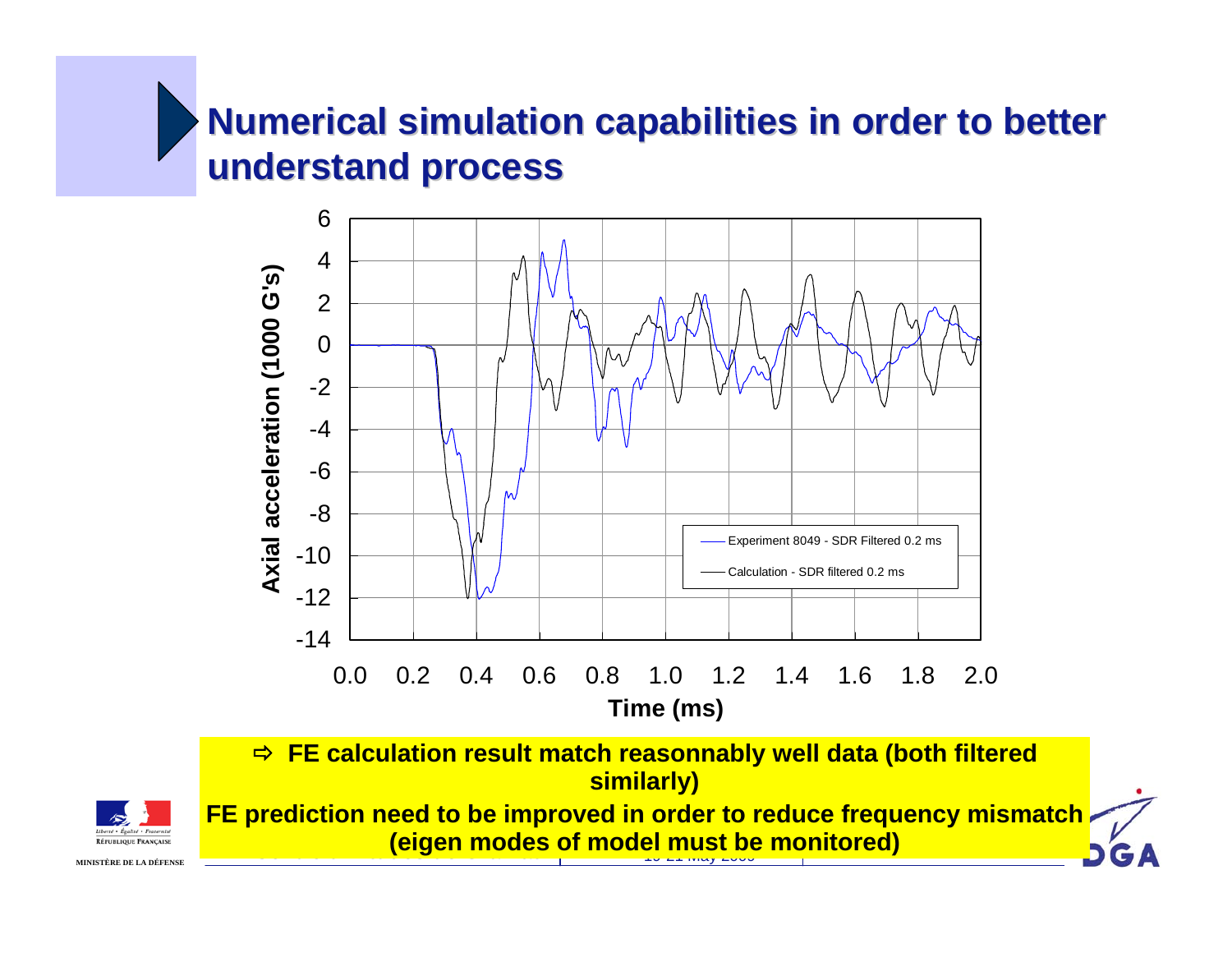# Numerical simulation capabilities in order to better understand process

Axial acceleration (1000 G's)

6
4
2
0
-2
-4
-6
-8
-10
-12
-14

0.0 0.2 0.4 0.6 0.8 1.0 1.2 1.4 1.6 1.8 2.0

Time (ms)

Experiment 8049 - SDR Filtered 0.2 ms

Calculation - SDR filtered 0.2 ms

⇨ **FE calculation result match reasonnably well data (both filtered similarly)**

**FE prediction need to be improved in order to reduce frequency mismatch (eigen modes of model must be monitored)**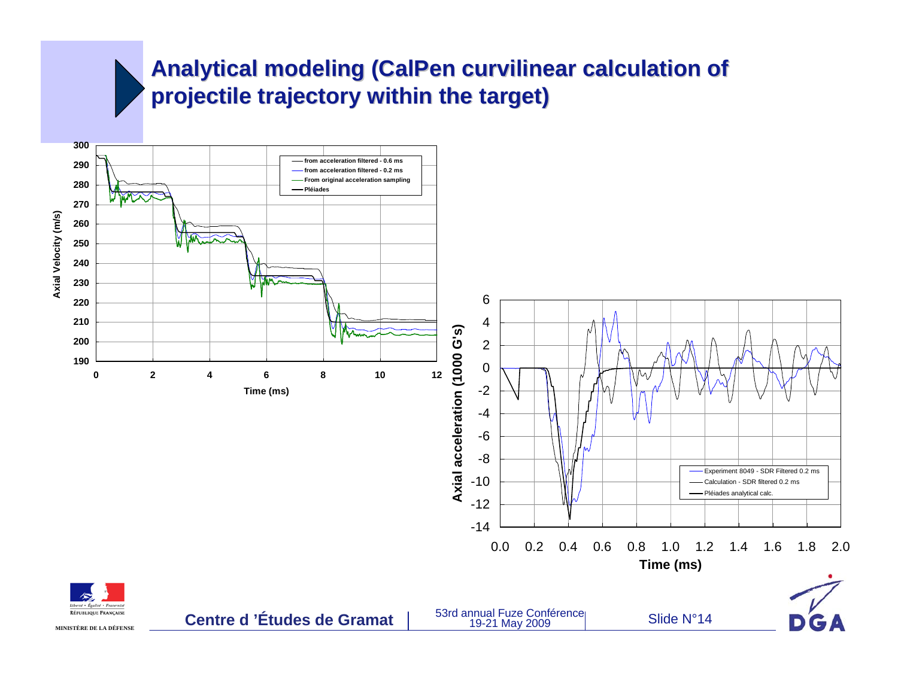# Analytical modeling (CalPen curvilinear calculation of projectile trajectory within the target)

Axial Velocity (m/s)

300
290
280
270
260
250
240
230
220
210
200
190

0 2 4 6 8 10 12

Time (ms)

from acceleration filtered - 0.6 ms
from acceleration filtered - 0.2 ms
From original acceleration sampling
Pléiades

Axial acceleration (1000 G's)

6
4
2
0
-2
-4
-6
-8
-10
-12
-14

0.0 0.2 0.4 0.6 0.8 1.0 1.2 1.4 1.6 1.8 2.0

Time (ms)

Experiment 8049 - SDR Filtered 0.2 ms
Calculation - SDR filtered 0.2 ms
Pléiades analytical calc.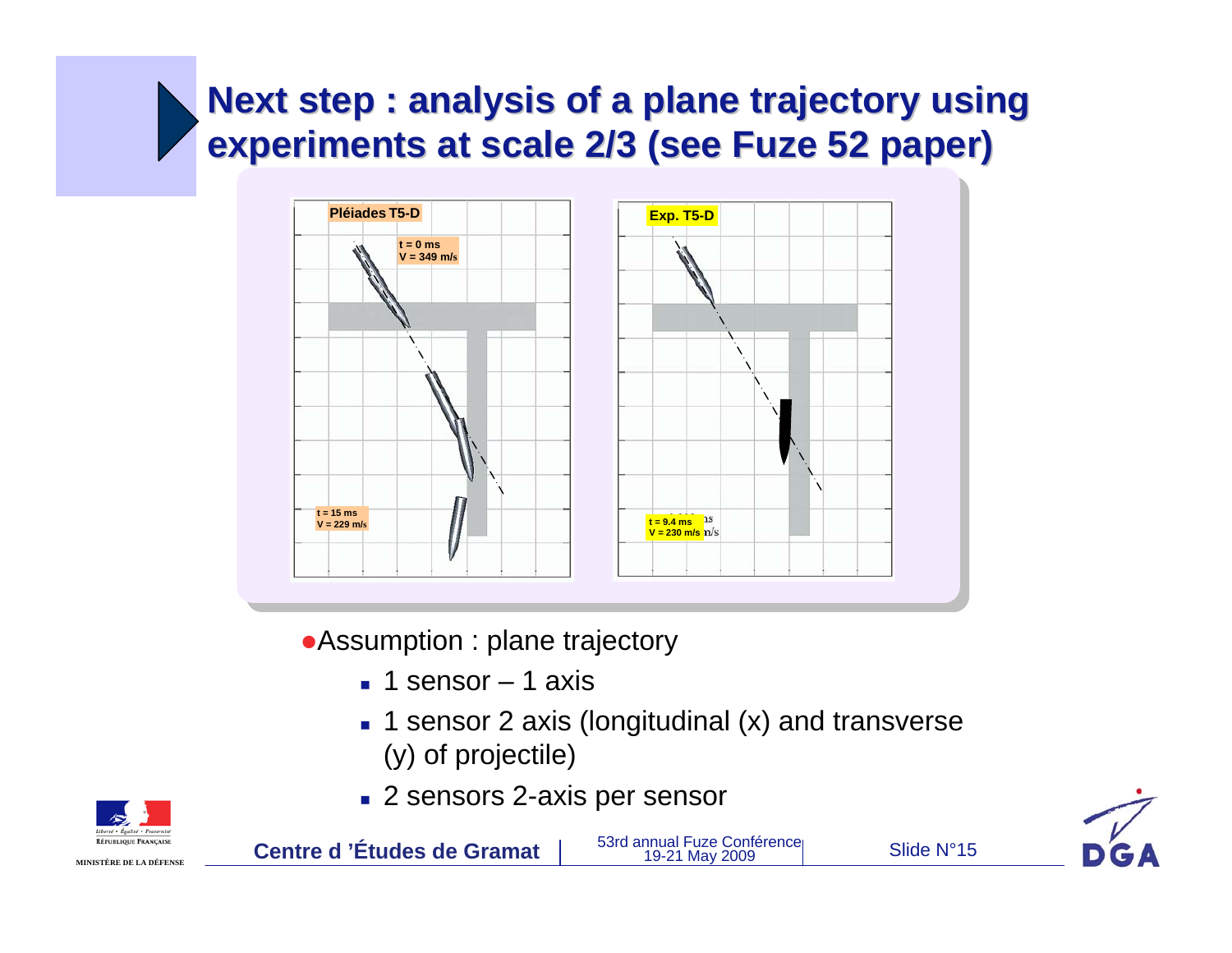# Next step : analysis of a plane trajectory using experiments at scale 2/3 (see Fuze 52 paper)

Pléiades T5-D

t = 0 ms
V = 349 m/s

t = 15 ms
V = 229 m/s

Exp. T5-D

t = 9.4 ms
V = 230 m/s

- Assumption : plane trajectory
  - 1 sensor – 1 axis
  - 1 sensor 2 axis (longitudinal (x) and transverse (y) of projectile)
  - 2 sensors 2-axis per sensor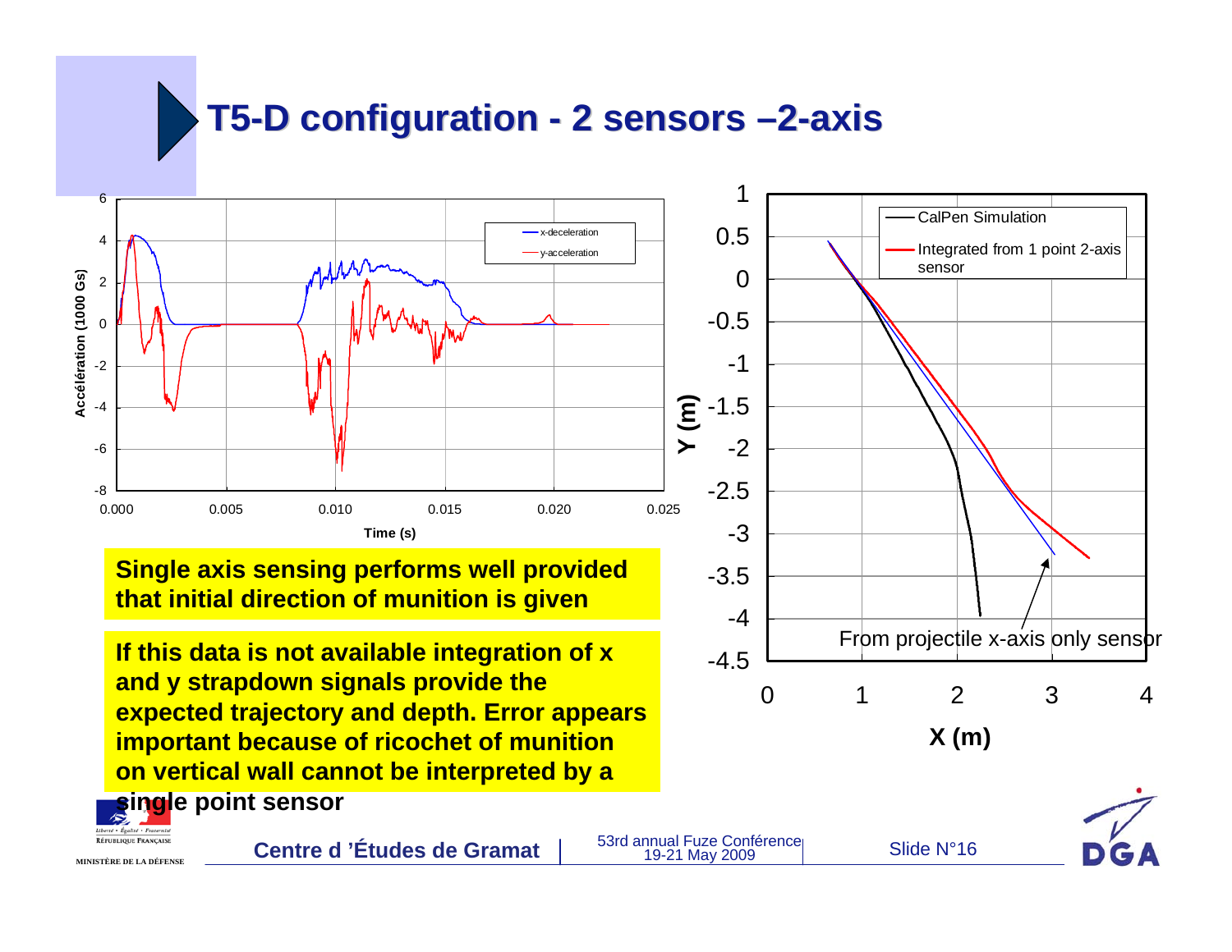# T5-D configuration - 2 sensors –2-axis

Accélération (1000 Gs)

6
4
2
0
-2
-4
-6
-8

0.000
0.005
0.010
0.015
0.020
0.025

Time (s)

x-deceleration
y-acceleration

1
0.5
0
-0.5
-1
-1.5
-2
-2.5
-3
-3.5
-4
-4.5

Y (m)

0
1
2
3
4

X (m)

CalPen Simulation
Integrated from 1 point 2-axis sensor

From projectile x-axis only sensor

**Single axis sensing performs well provided that initial direction of munition is given**

**If this data is not available integration of x and y strapdown signals provide the expected trajectory and depth. Error appears important because of ricochet of munition on vertical wall cannot be interpreted by a single point sensor**

Liberté • Égalité • Fraternité
RÉPUBLIQUE FRANÇAISE
MINISTÈRE DE LA DÉFENSE

Centre d 'Études de Gramat

53rd annual Fuze Conférence
19-21 May 2009

Slide N°16

DGA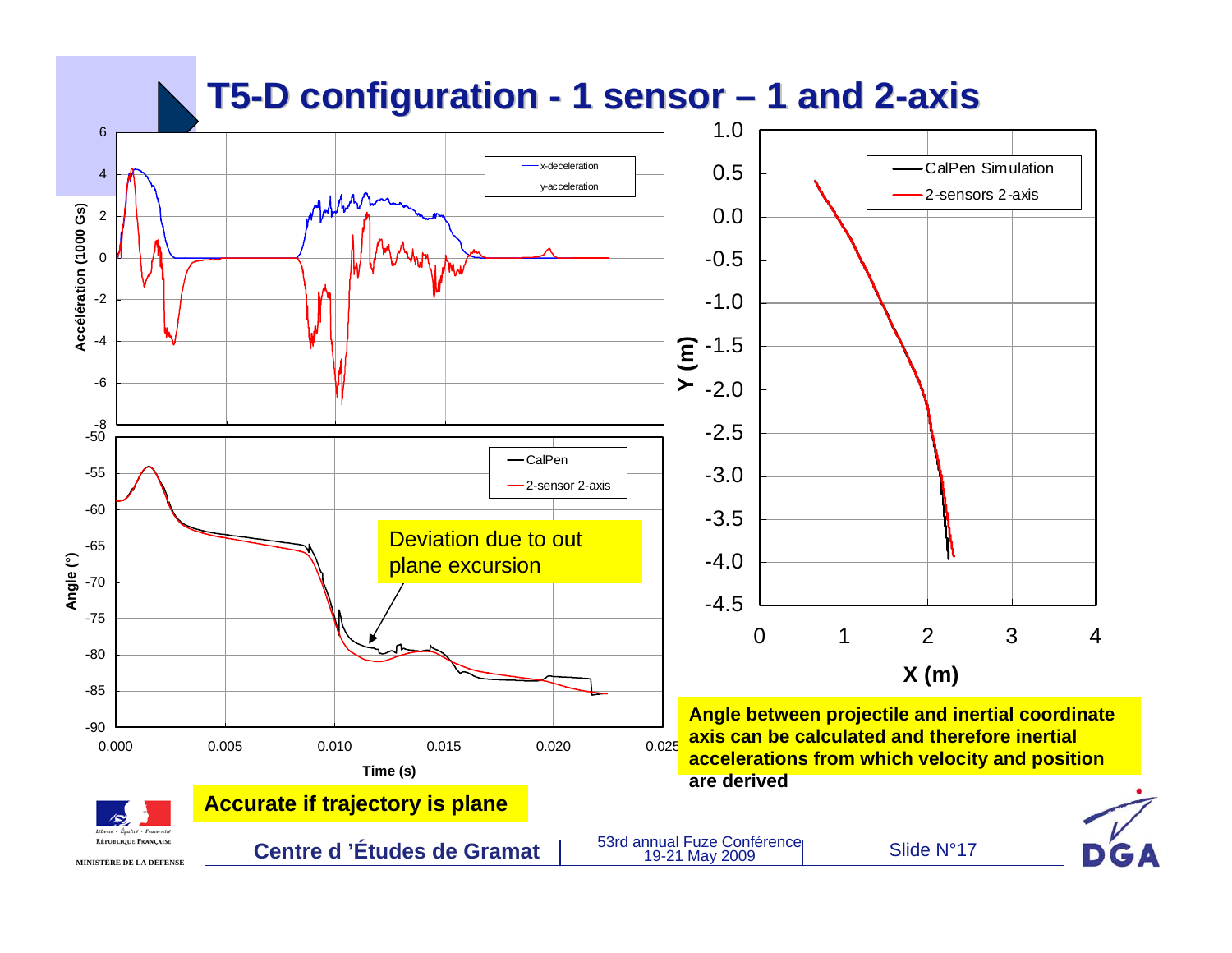# T5-D configuration - 1 sensor – 1 and 2-axis

6
4
2
0
-2
-4
-6
-8

Accélération (1000 Gs)

x-deceleration
y-acceleration

-50
-55
-60
-65
-70
-75
-80
-85
-90

Angle (°)

0.000 0.005 0.010 0.015 0.020 0.025

Time (s)

CalPen
2-sensor 2-axis

Deviation due to out plane excursion

1.0
0.5
0.0
-0.5
-1.0
-1.5
-2.0
-2.5
-3.0
-3.5
-4.0
-4.5

Y (m)

0 1 2 3 4

X (m)

CalPen Simulation
2-sensors 2-axis

**Angle between projectile and inertial coordinate axis can be calculated and therefore inertial accelerations from which velocity and position are derived**

**Accurate if trajectory is plane**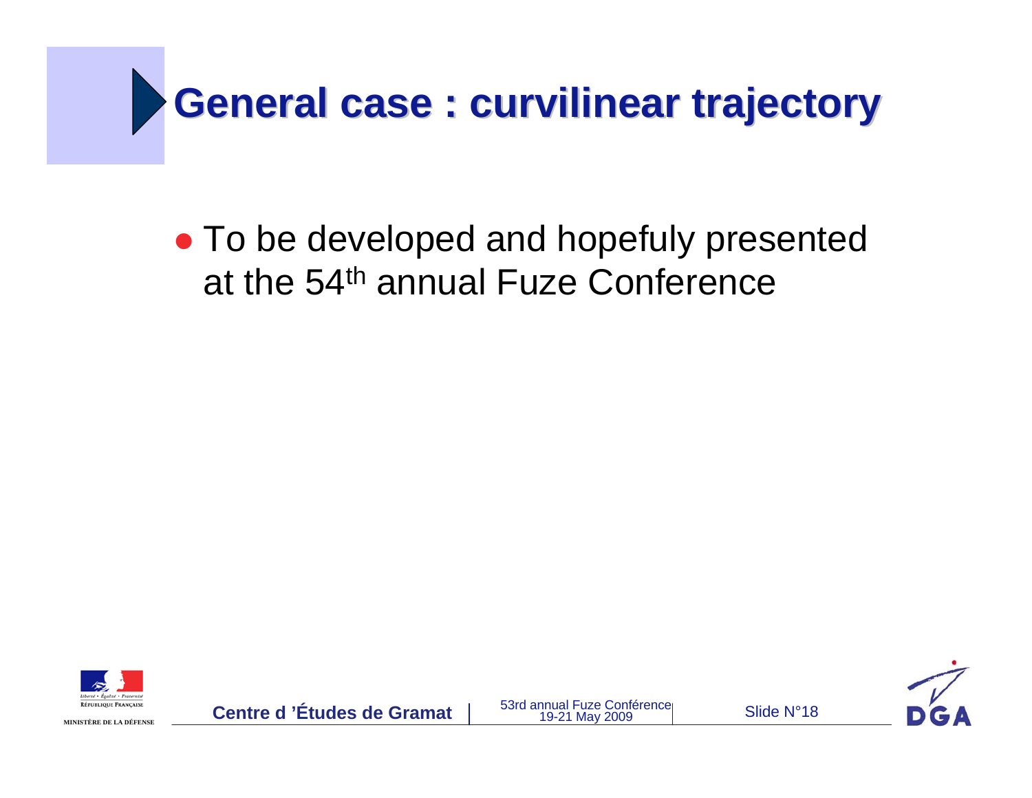# General case : curvilinear trajectory

- To be developed and hopefuly presented at the 54th annual Fuze Conference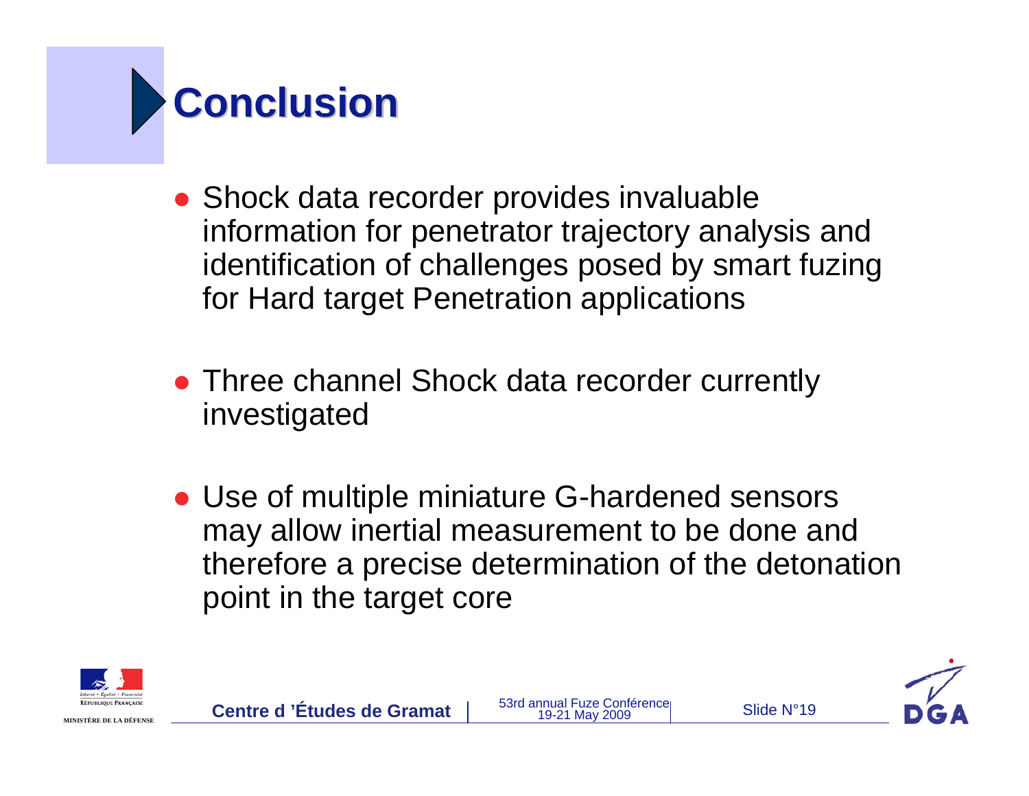# Conclusion

- Shock data recorder provides invaluable information for penetrator trajectory analysis and identification of challenges posed by smart fuzing for Hard target Penetration applications

- Three channel Shock data recorder currently investigated

- Use of multiple miniature G-hardened sensors may allow inertial measurement to be done and therefore a precise determination of the detonation point in the target core